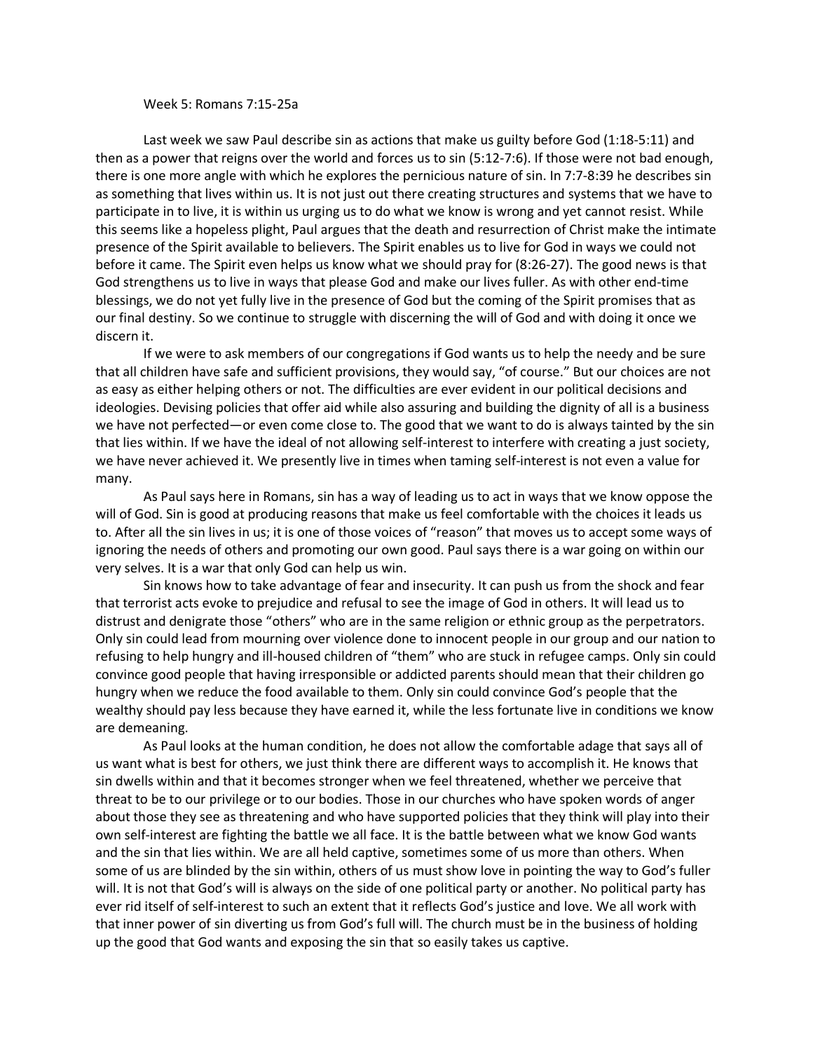Week 5: Romans 7:15-25a

Last week we saw Paul describe sin as actions that make us guilty before God (1:18-5:11) and then as a power that reigns over the world and forces us to sin (5:12-7:6). If those were not bad enough, there is one more angle with which he explores the pernicious nature of sin. In 7:7-8:39 he describes sin as something that lives within us. It is not just out there creating structures and systems that we have to participate in to live, it is within us urging us to do what we know is wrong and yet cannot resist. While this seems like a hopeless plight, Paul argues that the death and resurrection of Christ make the intimate presence of the Spirit available to believers. The Spirit enables us to live for God in ways we could not before it came. The Spirit even helps us know what we should pray for (8:26-27). The good news is that God strengthens us to live in ways that please God and make our lives fuller. As with other end-time blessings, we do not yet fully live in the presence of God but the coming of the Spirit promises that as our final destiny. So we continue to struggle with discerning the will of God and with doing it once we discern it.

If we were to ask members of our congregations if God wants us to help the needy and be sure that all children have safe and sufficient provisions, they would say, "of course." But our choices are not as easy as either helping others or not. The difficulties are ever evident in our political decisions and ideologies. Devising policies that offer aid while also assuring and building the dignity of all is a business we have not perfected—or even come close to. The good that we want to do is always tainted by the sin that lies within. If we have the ideal of not allowing self-interest to interfere with creating a just society, we have never achieved it. We presently live in times when taming self-interest is not even a value for many.

As Paul says here in Romans, sin has a way of leading us to act in ways that we know oppose the will of God. Sin is good at producing reasons that make us feel comfortable with the choices it leads us to. After all the sin lives in us; it is one of those voices of "reason" that moves us to accept some ways of ignoring the needs of others and promoting our own good. Paul says there is a war going on within our very selves. It is a war that only God can help us win.

Sin knows how to take advantage of fear and insecurity. It can push us from the shock and fear that terrorist acts evoke to prejudice and refusal to see the image of God in others. It will lead us to distrust and denigrate those "others" who are in the same religion or ethnic group as the perpetrators. Only sin could lead from mourning over violence done to innocent people in our group and our nation to refusing to help hungry and ill-housed children of "them" who are stuck in refugee camps. Only sin could convince good people that having irresponsible or addicted parents should mean that their children go hungry when we reduce the food available to them. Only sin could convince God's people that the wealthy should pay less because they have earned it, while the less fortunate live in conditions we know are demeaning.

As Paul looks at the human condition, he does not allow the comfortable adage that says all of us want what is best for others, we just think there are different ways to accomplish it. He knows that sin dwells within and that it becomes stronger when we feel threatened, whether we perceive that threat to be to our privilege or to our bodies. Those in our churches who have spoken words of anger about those they see as threatening and who have supported policies that they think will play into their own self-interest are fighting the battle we all face. It is the battle between what we know God wants and the sin that lies within. We are all held captive, sometimes some of us more than others. When some of us are blinded by the sin within, others of us must show love in pointing the way to God's fuller will. It is not that God's will is always on the side of one political party or another. No political party has ever rid itself of self-interest to such an extent that it reflects God's justice and love. We all work with that inner power of sin diverting us from God's full will. The church must be in the business of holding up the good that God wants and exposing the sin that so easily takes us captive.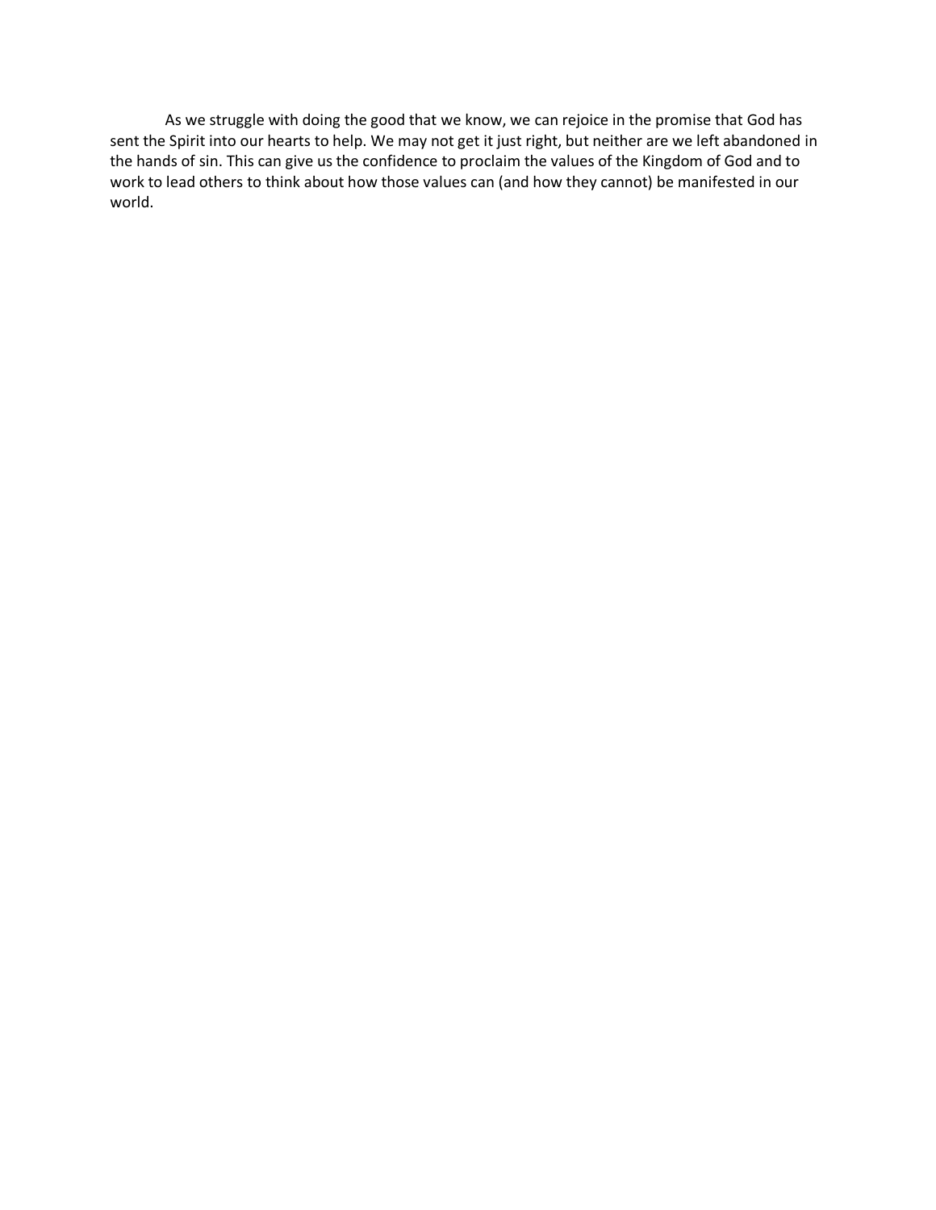As we struggle with doing the good that we know, we can rejoice in the promise that God has sent the Spirit into our hearts to help. We may not get it just right, but neither are we left abandoned in the hands of sin. This can give us the confidence to proclaim the values of the Kingdom of God and to work to lead others to think about how those values can (and how they cannot) be manifested in our world.